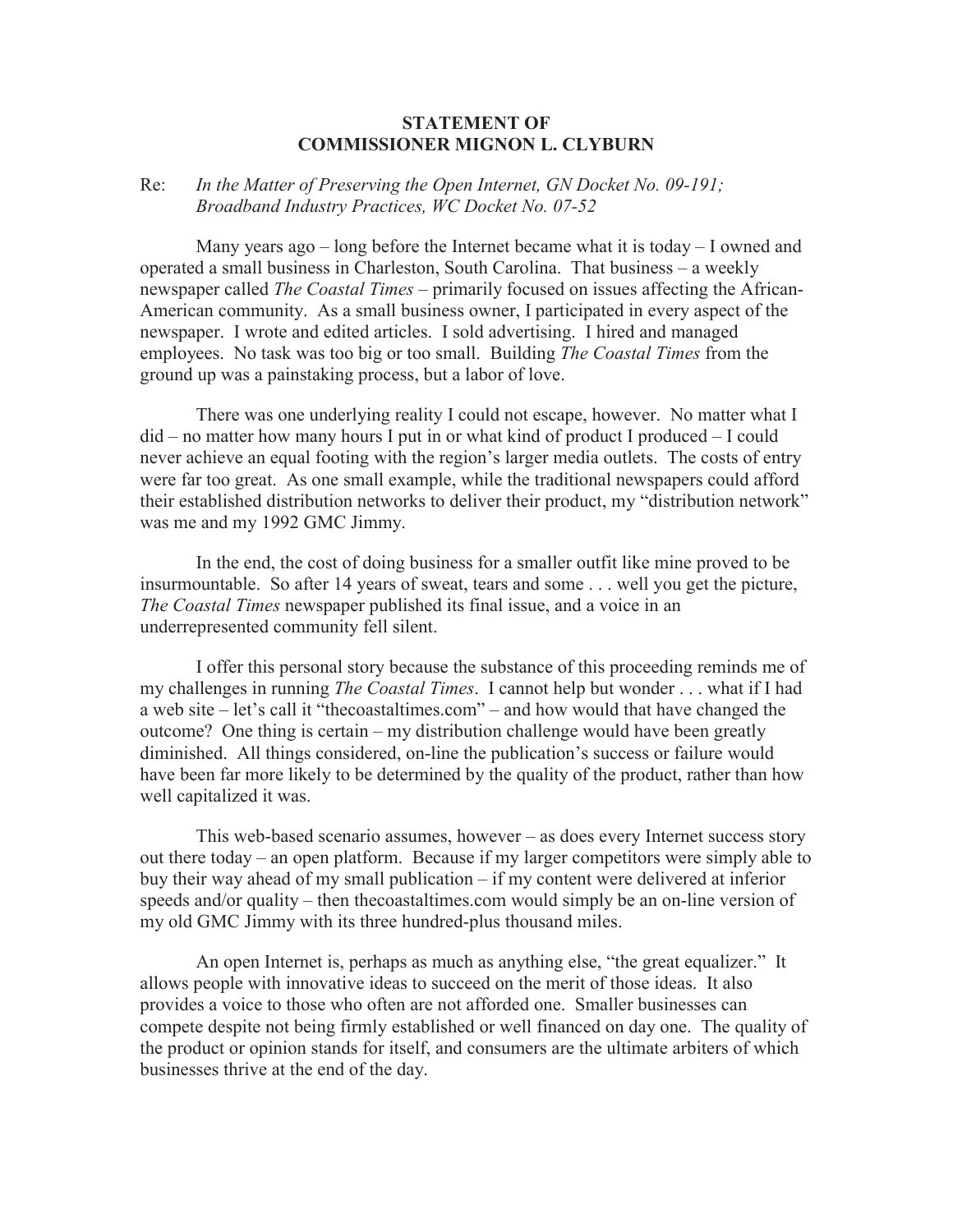# STATEMENT OF COMMISSIONER MIGNON L. CLYBURN

Re: *In the Matter of Preserving the Open Internet, GN Docket No. 09-191; Broadband Industry Practices, WC Docket No. 07-52*

Many years ago – long before the Internet became what it is today – I owned and operated a small business in Charleston, South Carolina. That business – a weekly newspaper called *The Coastal Times* – primarily focused on issues affecting the African-American community. As a small business owner, I participated in every aspect of the newspaper. I wrote and edited articles. I sold advertising. I hired and managed employees. No task was too big or too small. Building *The Coastal Times* from the ground up was a painstaking process, but a labor of love.

There was one underlying reality I could not escape, however. No matter what I did – no matter how many hours I put in or what kind of product I produced – I could never achieve an equal footing with the region's larger media outlets. The costs of entry were far too great. As one small example, while the traditional newspapers could afford their established distribution networks to deliver their product, my "distribution network" was me and my 1992 GMC Jimmy.

In the end, the cost of doing business for a smaller outfit like mine proved to be insurmountable. So after 14 years of sweat, tears and some . . . well you get the picture, *The Coastal Times* newspaper published its final issue, and a voice in an underrepresented community fell silent.

I offer this personal story because the substance of this proceeding reminds me of my challenges in running *The Coastal Times*. I cannot help but wonder . . . what if I had a web site – let's call it "thecoastaltimes.com" – and how would that have changed the outcome? One thing is certain – my distribution challenge would have been greatly diminished. All things considered, on-line the publication's success or failure would have been far more likely to be determined by the quality of the product, rather than how well capitalized it was.

This web-based scenario assumes, however – as does every Internet success story out there today – an open platform. Because if my larger competitors were simply able to buy their way ahead of my small publication – if my content were delivered at inferior speeds and/or quality – then thecoastaltimes.com would simply be an on-line version of my old GMC Jimmy with its three hundred-plus thousand miles.

An open Internet is, perhaps as much as anything else, "the great equalizer." It allows people with innovative ideas to succeed on the merit of those ideas. It also provides a voice to those who often are not afforded one. Smaller businesses can compete despite not being firmly established or well financed on day one. The quality of the product or opinion stands for itself, and consumers are the ultimate arbiters of which businesses thrive at the end of the day.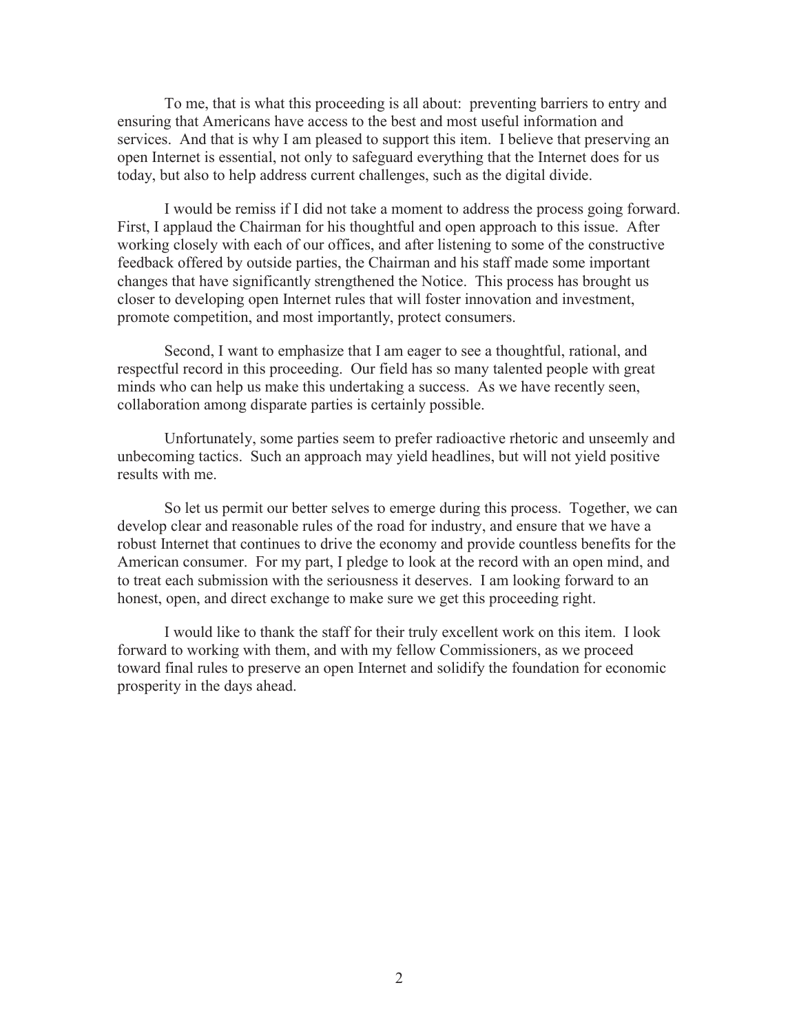To me, that is what this proceeding is all about: preventing barriers to entry and ensuring that Americans have access to the best and most useful information and services. And that is why I am pleased to support this item. I believe that preserving an open Internet is essential, not only to safeguard everything that the Internet does for us today, but also to help address current challenges, such as the digital divide.

I would be remiss if I did not take a moment to address the process going forward. First, I applaud the Chairman for his thoughtful and open approach to this issue. After working closely with each of our offices, and after listening to some of the constructive feedback offered by outside parties, the Chairman and his staff made some important changes that have significantly strengthened the Notice. This process has brought us closer to developing open Internet rules that will foster innovation and investment, promote competition, and most importantly, protect consumers.

Second, I want to emphasize that I am eager to see a thoughtful, rational, and respectful record in this proceeding. Our field has so many talented people with great minds who can help us make this undertaking a success. As we have recently seen, collaboration among disparate parties is certainly possible.

Unfortunately, some parties seem to prefer radioactive rhetoric and unseemly and unbecoming tactics. Such an approach may yield headlines, but will not yield positive results with me.

So let us permit our better selves to emerge during this process. Together, we can develop clear and reasonable rules of the road for industry, and ensure that we have a robust Internet that continues to drive the economy and provide countless benefits for the American consumer. For my part, I pledge to look at the record with an open mind, and to treat each submission with the seriousness it deserves. I am looking forward to an honest, open, and direct exchange to make sure we get this proceeding right.

I would like to thank the staff for their truly excellent work on this item. I look forward to working with them, and with my fellow Commissioners, as we proceed toward final rules to preserve an open Internet and solidify the foundation for economic prosperity in the days ahead.